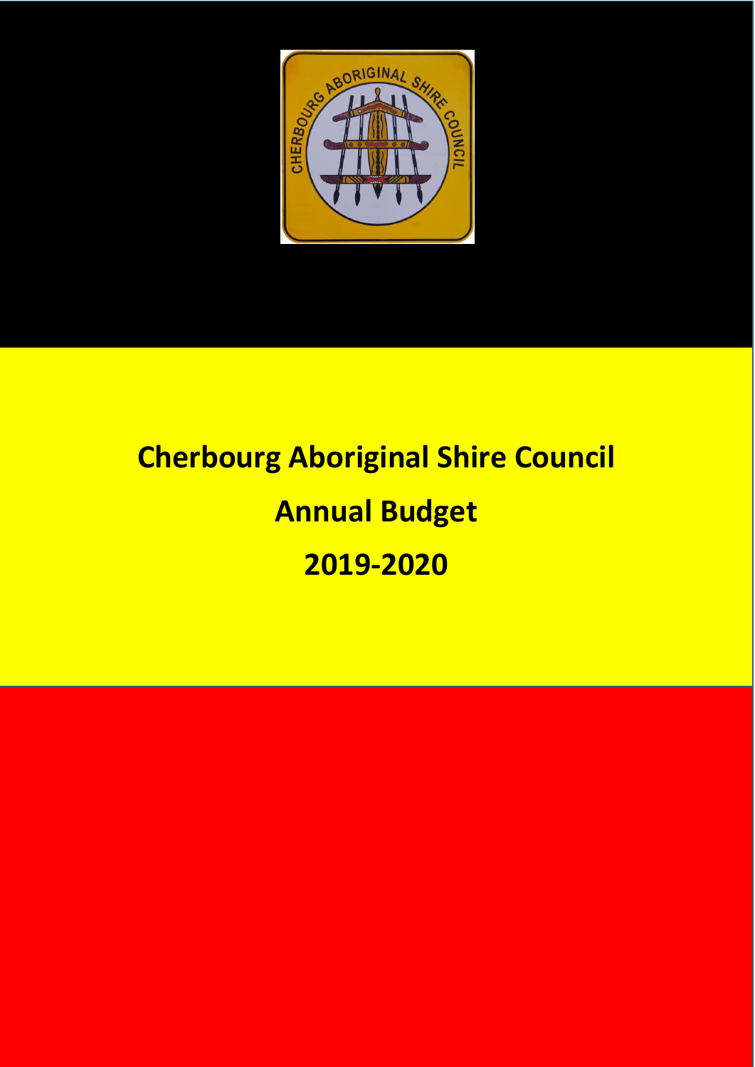# Cherbourg Aboriginal Shire Council

# Annual Budget

# 2019-2020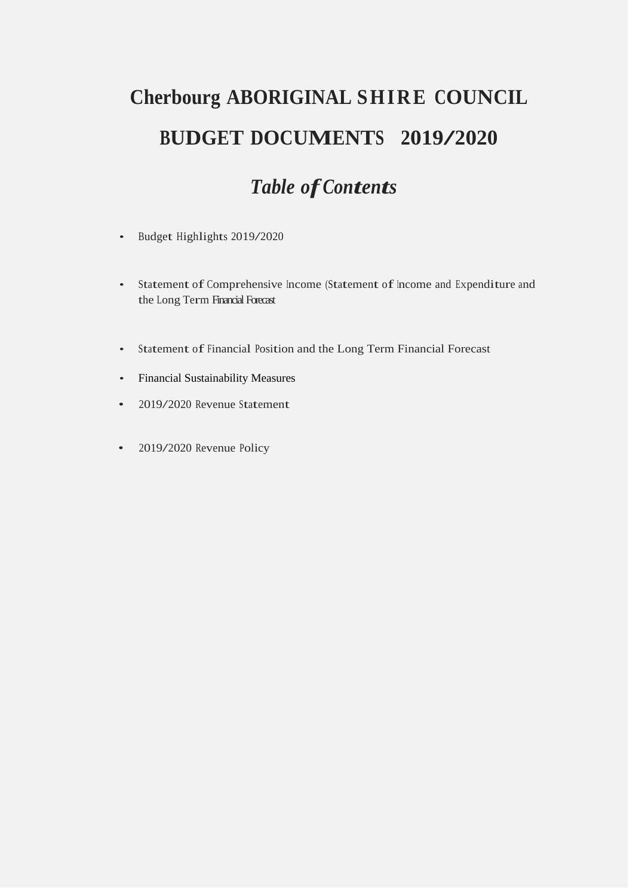# Cherbourg ABORIGINAL SHIRE COUNCIL

# BUDGET DOCUMENTS 2019/2020

## *Table of Contents*

- Budget Highlights 2019/2020
- Statement of Comprehensive Income (Statement of Income and Expenditure and the Long Term Financial Forecast
- Statement of Financial Position and the Long Term Financial Forecast
- Financial Sustainability Measures
- 2019/2020 Revenue Statement
- 2019/2020 Revenue Policy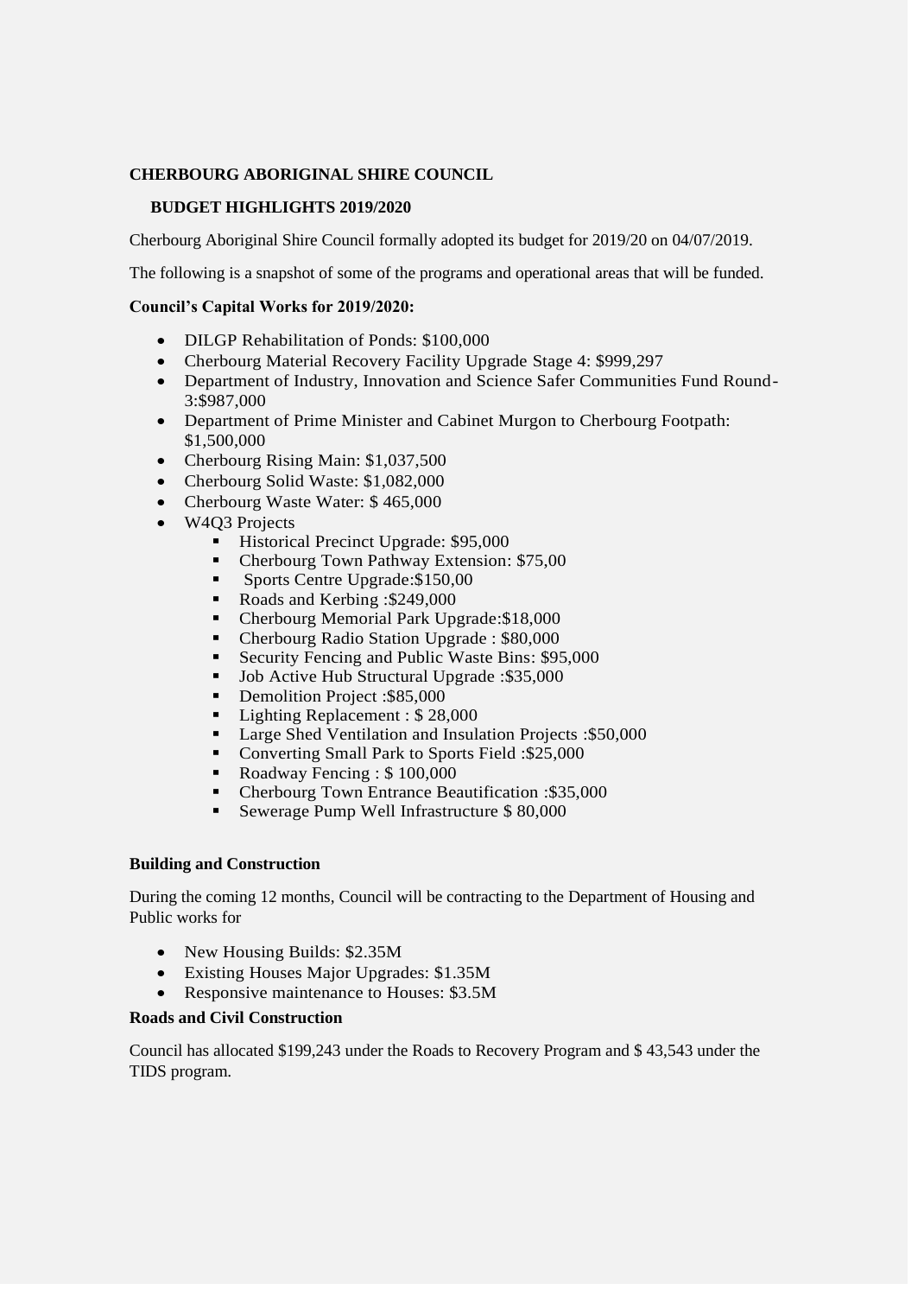**CHERBOURG ABORIGINAL SHIRE COUNCIL**

**BUDGET HIGHLIGHTS 2019/2020**

Cherbourg Aboriginal Shire Council formally adopted its budget for 2019/20 on 04/07/2019.

The following is a snapshot of some of the programs and operational areas that will be funded.

**Council's Capital Works for 2019/2020:**

- DILGP Rehabilitation of Ponds: $100,000
- Cherbourg Material Recovery Facility Upgrade Stage 4: $999,297
- Department of Industry, Innovation and Science Safer Communities Fund Round-3:$987,000
- Department of Prime Minister and Cabinet Murgon to Cherbourg Footpath: $1,500,000
- Cherbourg Rising Main: $1,037,500
- Cherbourg Solid Waste: $1,082,000
- Cherbourg Waste Water: $ 465,000
- W4Q3 Projects
  - Historical Precinct Upgrade: $95,000
  - Cherbourg Town Pathway Extension: $75,00
  - Sports Centre Upgrade:$150,00
  - Roads and Kerbing :$249,000
  - Cherbourg Memorial Park Upgrade:$18,000
  - Cherbourg Radio Station Upgrade : $80,000
  - Security Fencing and Public Waste Bins: $95,000
  - Job Active Hub Structural Upgrade :$35,000
  - Demolition Project :$85,000
  - Lighting Replacement : $ 28,000
  - Large Shed Ventilation and Insulation Projects :$50,000
  - Converting Small Park to Sports Field :$25,000
  - Roadway Fencing : $ 100,000
  - Cherbourg Town Entrance Beautification :$35,000
  - Sewerage Pump Well Infrastructure $ 80,000

**Building and Construction**

During the coming 12 months, Council will be contracting to the Department of Housing and Public works for

- New Housing Builds: $2.35M
- Existing Houses Major Upgrades: $1.35M
- Responsive maintenance to Houses: $3.5M

**Roads and Civil Construction**

Council has allocated $199,243 under the Roads to Recovery Program and $ 43,543 under the TIDS program.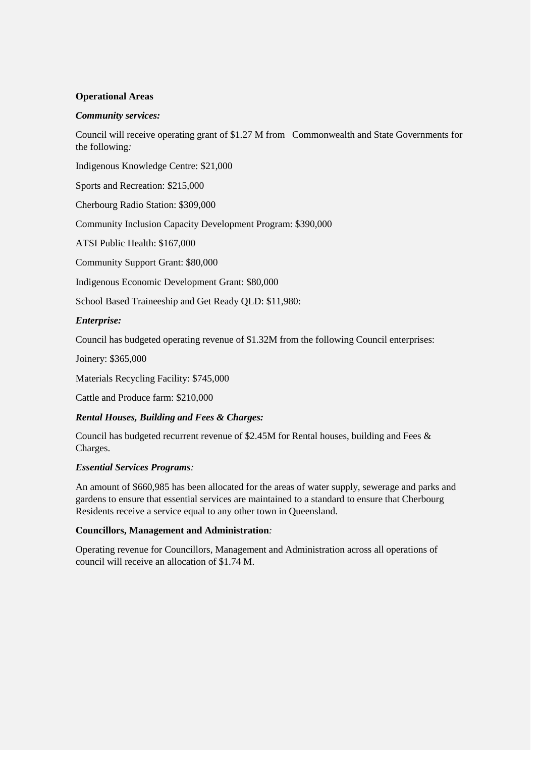**Operational Areas**

***Community services:***

Council will receive operating grant of $1.27 M from Commonwealth and State Governments for the following:

Indigenous Knowledge Centre: $21,000

Sports and Recreation: $215,000

Cherbourg Radio Station: $309,000

Community Inclusion Capacity Development Program: $390,000

ATSI Public Health: $167,000

Community Support Grant: $80,000

Indigenous Economic Development Grant: $80,000

School Based Traineeship and Get Ready QLD: $11,980:

***Enterprise:***

Council has budgeted operating revenue of $1.32M from the following Council enterprises:

Joinery: $365,000

Materials Recycling Facility: $745,000

Cattle and Produce farm: $210,000

***Rental Houses, Building and Fees & Charges:***

Council has budgeted recurrent revenue of $2.45M for Rental houses, building and Fees & Charges.

***Essential Services Programs:***

An amount of $660,985 has been allocated for the areas of water supply, sewerage and parks and gardens to ensure that essential services are maintained to a standard to ensure that Cherbourg Residents receive a service equal to any other town in Queensland.

**Councillors, Management and Administration:**

Operating revenue for Councillors, Management and Administration across all operations of council will receive an allocation of $1.74 M.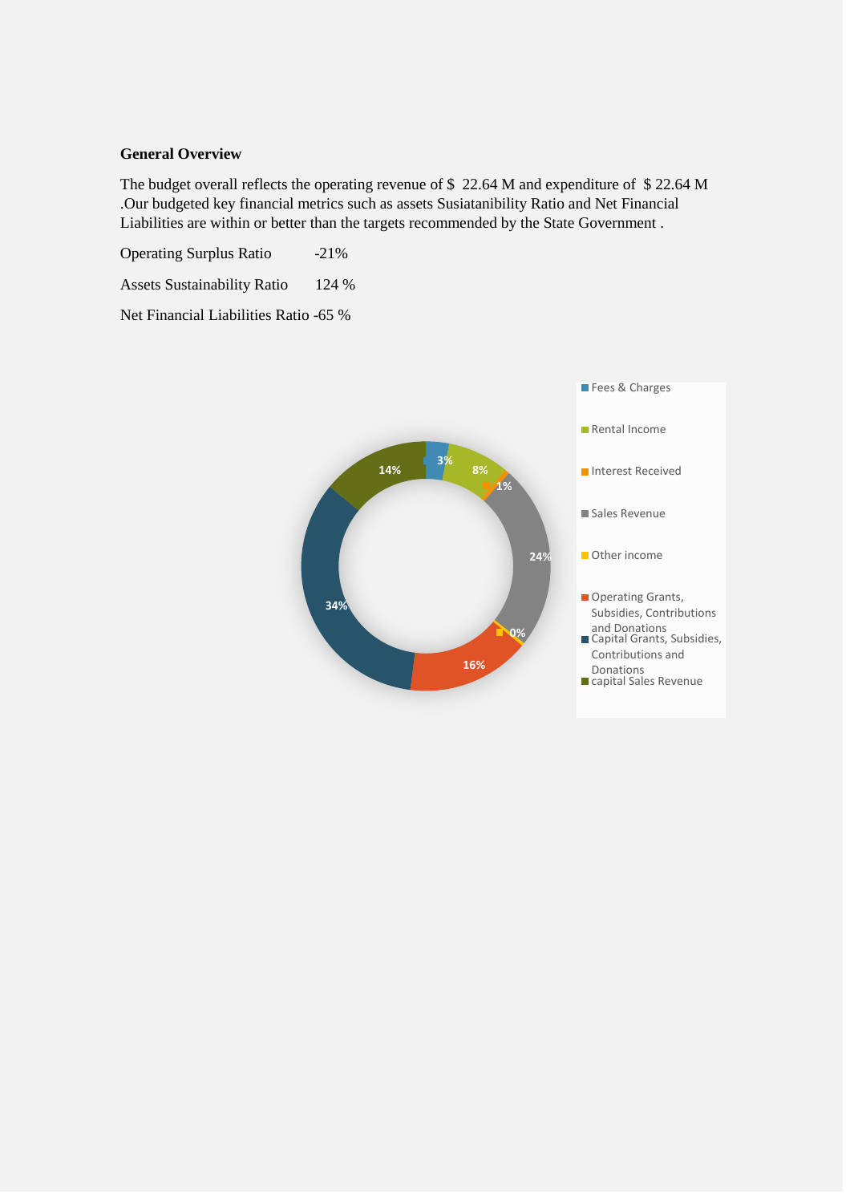**General Overview**

The budget overall reflects the operating revenue of $ 22.64 M and expenditure of $ 22.64 M .Our budgeted key financial metrics such as assets Susiatanibility Ratio and Net Financial Liabilities are within or better than the targets recommended by the State Government .

Operating Surplus Ratio -21%

Assets Sustainability Ratio 124 %

Net Financial Liabilities Ratio -65 %

| Category | Share |
|---|---|
| Fees & Charges | 3% |
| Rental Income | 8% |
| Interest Received | 1% |
| Sales Revenue | 24% |
| Other income | 0% |
| Operating Grants, Subsidies, Contributions and Donations | 16% |
| Capital Grants, Subsidies, Contributions and Donations | 34% |
| capital Sales Revenue | 14% |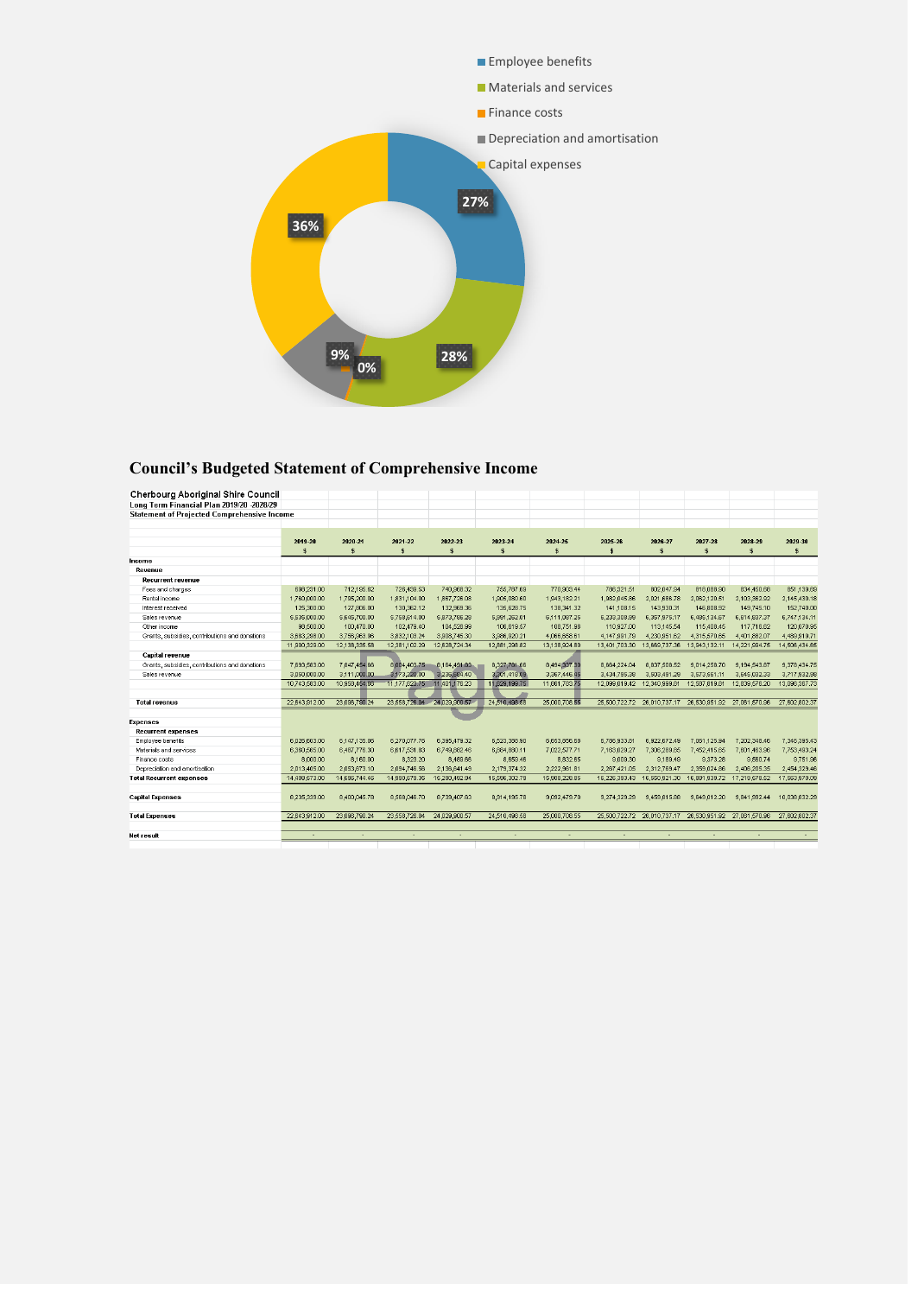- Employee benefits
- Materials and services
- Finance costs
- Depreciation and amortisation
- Capital expenses

27%
28%
0%
9%
36%

## Council's Budgeted Statement of Comprehensive Income

Cherbourg Aboriginal Shire Council
Long Term Financial Plan 2019/20 -2028/29
Statement of Projected Comprehensive Income

| | 2019-20 | 2020-21 | 2021-22 | 2022-23 | 2023-24 | 2024-25 | 2025-26 | 2026-27 | 2027-28 | 2028-29 | 2029-30 |
|---|---|---|---|---|---|---|---|---|---|---|---|
| | $ | $ | $ | $ | $ | $ | $ | $ | $ | $ | $ |
| **Income** | | | | | | | | | | | |
| **Revenue** | | | | | | | | | | | |
| **Recurrent revenue** | | | | | | | | | | | |
| Fees and charges | 698,231.00 | 712,195.62 | 726,439.53 | 740,968.32 | 755,787.69 | 770,903.44 | 786,321.51 | 802,047.94 | 818,088.90 | 834,450.68 | 851,139.69 |
| Rental income | 1,760,000.00 | 1,795,200.00 | 1,831,104.00 | 1,867,726.08 | 1,905,080.60 | 1,943,182.21 | 1,982,045.86 | 2,021,686.78 | 2,062,120.51 | 2,103,362.92 | 2,145,430.18 |
| Interest received | 125,300.00 | 127,806.00 | 130,362.12 | 132,969.36 | 135,628.75 | 138,341.32 | 141,108.15 | 143,930.31 | 146,808.92 | 149,745.10 | 152,740.00 |
| Sales revenue | 5,535,000.00 | 5,645,700.00 | 5,758,614.00 | 5,873,786.28 | 5,991,262.01 | 6,111,087.25 | 6,233,308.99 | 6,357,975.17 | 6,485,134.67 | 6,614,837.37 | 6,747,134.11 |
| Other income | 98,500.00 | 100,470.00 | 102,479.40 | 104,528.99 | 106,619.57 | 108,751.96 | 110,927.00 | 113,145.54 | 115,408.45 | 117,716.62 | 120,070.95 |
| Grants, subsidies, contributions and donations | 3,683,298.00 | 3,756,963.96 | 3,832,103.24 | 3,908,745.30 | 3,986,920.21 | 4,066,658.61 | 4,147,991.79 | 4,230,951.62 | 4,315,570.65 | 4,401,882.07 | 4,489,919.71 |
| | 11,900,329.00 | 12,138,335.58 | 12,381,102.29 | 12,628,724.34 | 12,881,298.82 | 13,138,924.80 | 13,401,703.30 | 13,669,737.36 | 13,943,132.11 | 14,221,994.75 | 14,506,434.65 |
| **Capital revenue** | | | | | | | | | | | |
| Grants, subsidies, contributions and donations | 7,693,583.00 | 7,847,454.66 | 8,004,403.75 | 8,164,491.83 | 8,327,781.66 | 8,494,337.30 | 8,664,224.04 | 8,837,508.52 | 9,014,258.70 | 9,194,543.87 | 9,378,434.75 |
| Sales revenue | 3,050,000.00 | 3,111,000.00 | 3,173,220.00 | 3,236,684.40 | 3,301,418.09 | 3,367,446.45 | 3,434,795.38 | 3,503,491.29 | 3,573,561.11 | 3,645,032.33 | 3,717,932.98 |
| | 10,743,583.00 | 10,958,454.66 | 11,177,623.75 | 11,401,176.23 | 11,629,199.75 | 11,861,783.75 | 12,099,019.42 | 12,340,999.81 | 12,587,819.81 | 12,839,576.20 | 13,096,367.73 |
| **Total revenue** | 22,643,912.00 | 23,096,790.24 | 23,558,726.04 | 24,029,900.57 | 24,510,498.58 | 25,000,708.55 | 25,500,722.72 | 26,010,737.17 | 26,530,951.92 | 27,061,570.96 | 27,602,802.37 |
| **Expenses** | | | | | | | | | | | |
| **Recurrent expenses** | | | | | | | | | | | |
| Employee benefits | 6,026,600.00 | 6,147,136.06 | 6,270,077.76 | 6,395,479.32 | 6,523,388.90 | 6,653,856.68 | 6,786,933.81 | 6,922,672.49 | 7,061,125.94 | 7,202,348.46 | 7,346,395.43 |
| Materials and services | 6,360,565.00 | 6,487,776.30 | 6,617,531.83 | 6,749,882.46 | 6,884,880.11 | 7,022,577.71 | 7,163,029.27 | 7,306,289.85 | 7,452,415.65 | 7,601,463.96 | 7,753,493.24 |
| Finance costs | 8,000.00 | 8,160.00 | 8,323.20 | 8,489.66 | 8,659.46 | 8,832.65 | 9,009.30 | 9,189.49 | 9,373.28 | 9,560.74 | 9,751.96 |
| Depreciation and amortisation | 2,013,405.00 | 2,053,673.10 | 2,094,746.56 | 2,136,641.49 | 2,179,374.32 | 2,222,961.81 | 2,267,421.05 | 2,312,769.47 | 2,359,024.86 | 2,406,205.35 | 2,454,329.46 |
| **Total Recurrent expenses** | 14,408,573.00 | 14,696,744.46 | 14,990,679.35 | 15,290,492.94 | 15,596,302.79 | 15,908,228.85 | 16,226,393.43 | 16,550,921.30 | 16,881,939.72 | 17,219,578.52 | 17,563,970.09 |
| **Capital Expenses** | 8,235,339.00 | 8,400,045.78 | 8,568,046.70 | 8,739,407.63 | 8,914,195.78 | 9,092,479.70 | 9,274,329.29 | 9,459,815.88 | 9,649,012.20 | 9,841,992.44 | 10,038,832.29 |
| **Total Expenses** | 22,643,912.00 | 23,096,790.24 | 23,558,726.04 | 24,029,900.57 | 24,510,498.58 | 25,000,708.55 | 25,500,722.72 | 26,010,737.17 | 26,530,951.92 | 27,061,570.96 | 27,602,802.37 |
| **Net result** | - | - | - | - | - | - | - | - | - | - | - |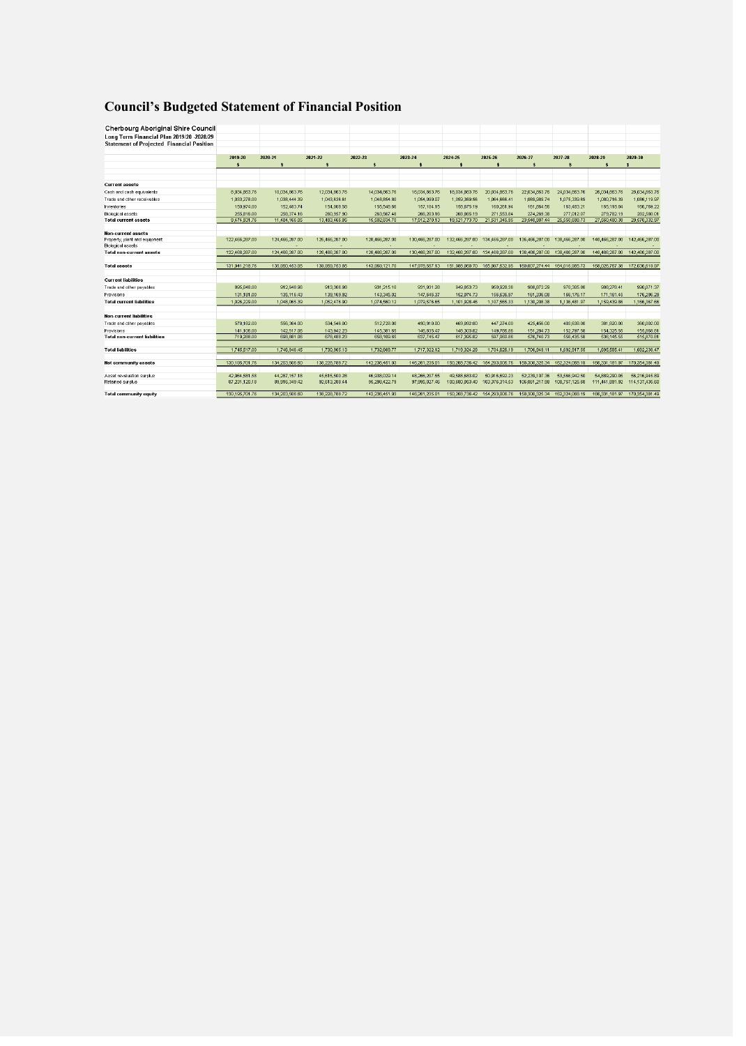# Council's Budgeted Statement of Financial Position

**Cherbourg Aboriginal Shire Council**
**Long Term Financial Plan 2019/20 2028/29**
**Statement of Projected Financial Position**

| | 2019-20 | 2020-21 | 2021-22 | 2022-23 | 2023-24 | 2024-25 | 2025-26 | 2026-27 | 2027-28 | 2028-29 | 2029-30 |
|---|---|---|---|---|---|---|---|---|---|---|---|
| | $ | $ | $ | $ | $ | $ | $ | $ | $ | $ | $ |
| **Current assets** | | | | | | | | | | | |
| Cash and cash equivalents | 8,034,863.76 | 10,034,863.76 | 12,034,863.76 | 14,034,863.76 | 16,034,863.76 | 18,034,863.76 | 20,034,863.76 | 22,034,863.76 | 24,034,863.76 | 26,034,863.76 | 28,034,863.76 |
| Trade and other receivables | 1,033,278.00 | 1,038,444.39 | 1,043,636.61 | 1,048,854.80 | 1,054,099.07 | 1,059,369.56 | 1,064,666.41 | 1,069,989.74 | 1,075,339.69 | 1,080,716.39 | 1,086,119.97 |
| Inventories | 150,874.00 | 152,483.74 | 154,000.56 | 155,545.56 | 157,104.15 | 158,675.19 | 160,261.94 | 161,864.56 | 163,483.21 | 165,118.04 | 166,769.22 |
| Biological assets | 255,816.00 | 258,374.16 | 260,957.90 | 263,567.48 | 266,203.16 | 268,865.19 | 271,553.84 | 274,269.38 | 277,012.07 | 279,782.19 | 282,580.01 |
| **Total current assets** | 9,474,831.76 | 11,484,166.05 | 13,493,458.85 | 15,502,834.70 | 17,512,270.13 | 19,521,773.70 | 21,531,345.95 | 23,540,987.44 | 25,550,698.73 | 27,560,480.38 | 29,570,332.97 |
| **Non-current assets** | | | | | | | | | | | |
| Property, plant and equipment | 122,466,287.00 | 124,466,287.00 | 126,466,287.00 | 128,466,287.00 | 130,466,287.00 | 132,466,287.00 | 134,466,287.00 | 136,466,287.00 | 138,466,287.00 | 140,466,287.00 | 142,466,287.00 |
| Biological assets | - | - | - | - | - | - | - | - | - | - | - |
| **Total non-current assets** | 122,466,287.00 | 124,466,287.00 | 126,466,287.00 | 128,466,287.00 | 130,466,287.00 | 132,466,287.00 | 134,466,287.00 | 136,466,287.00 | 138,466,287.00 | 140,466,287.00 | 142,466,287.00 |
| **Total assets** | 131,941,218.76 | 135,950,453.05 | 139,959,753.85 | 143,969,121.70 | 147,978,557.13 | 151,988,060.70 | 155,997,632.95 | 160,007,274.44 | 164,016,985.73 | 168,026,767.38 | 172,036,619.97 |
| **Current liabilities** | | | | | | | | | | | |
| Trade and other payables | 895,048.00 | 912,948.96 | 913,308.98 | 931,215.10 | 931,931.28 | 949,953.73 | 959,928.38 | 968,873.29 | 978,305.80 | 988,278.41 | 990,071.37 |
| Provisions | 131,181.00 | 135,116.43 | 139,169.92 | 143,345.02 | 147,645.37 | 152,074.73 | 156,636.97 | 161,336.08 | 166,176.17 | 171,161.46 | 176,296.29 |
| **Total current liabilities** | 1,026,229.00 | 1,048,065.39 | 1,052,478.90 | 1,074,560.12 | 1,079,576.65 | 1,101,028.46 | 1,107,565.33 | 1,130,209.38 | 1,138,481.97 | 1,159,439.86 | 1,166,367.66 |
| **Non-current liabilities** | | | | | | | | | | | |
| Trade and other payables | 578,182.00 | 556,364.00 | 534,546.00 | 512,728.00 | 490,910.00 | 469,092.00 | 447,274.00 | 425,456.00 | 403,638.00 | 381,820.00 | 360,002.00 |
| Provisions | 141,106.00 | 142,517.06 | 143,942.23 | 145,381.65 | 146,835.47 | 148,303.82 | 149,786.86 | 151,284.73 | 152,797.58 | 154,325.55 | 155,868.81 |
| **Total non-current liabilities** | 719,288.00 | 698,881.06 | 678,488.23 | 658,109.65 | 637,745.47 | 617,395.82 | 597,060.86 | 576,740.73 | 556,435.58 | 536,145.55 | 515,870.81 |
| **Total liabilities** | 1,745,517.00 | 1,746,946.45 | 1,730,965.13 | 1,732,669.77 | 1,717,322.12 | 1,718,424.28 | 1,704,626.19 | 1,706,949.11 | 1,692,917.55 | 1,695,585.41 | 1,682,238.47 |
| **Net community assets** | 130,195,701.76 | 134,203,506.60 | 138,228,788.72 | 142,236,451.93 | 146,261,235.01 | 150,269,736.42 | 154,293,006.76 | 158,300,325.34 | 162,324,068.19 | 166,331,181.97 | 170,354,381.49 |
| Asset revaluation surplus | 42,964,581.58 | 44,287,157.18 | 45,615,500.28 | 46,938,029.14 | 48,266,207.55 | 49,588,883.02 | 50,916,692.23 | 52,239,107.36 | 53,566,942.50 | 54,889,290.05 | 56,216,945.89 |
| Retained surplus | 87,231,120.18 | 89,916,349.42 | 92,613,288.44 | 95,298,422.79 | 97,995,027.46 | 100,680,853.40 | 103,376,314.53 | 106,061,217.98 | 108,757,125.69 | 111,441,891.92 | 114,137,435.60 |
| **Total community equity** | 130,195,701.76 | 134,203,506.60 | 138,228,788.72 | 142,236,451.93 | 146,261,235.01 | 150,269,736.42 | 154,293,006.76 | 158,300,325.34 | 162,324,068.19 | 166,331,181.97 | 170,354,381.49 |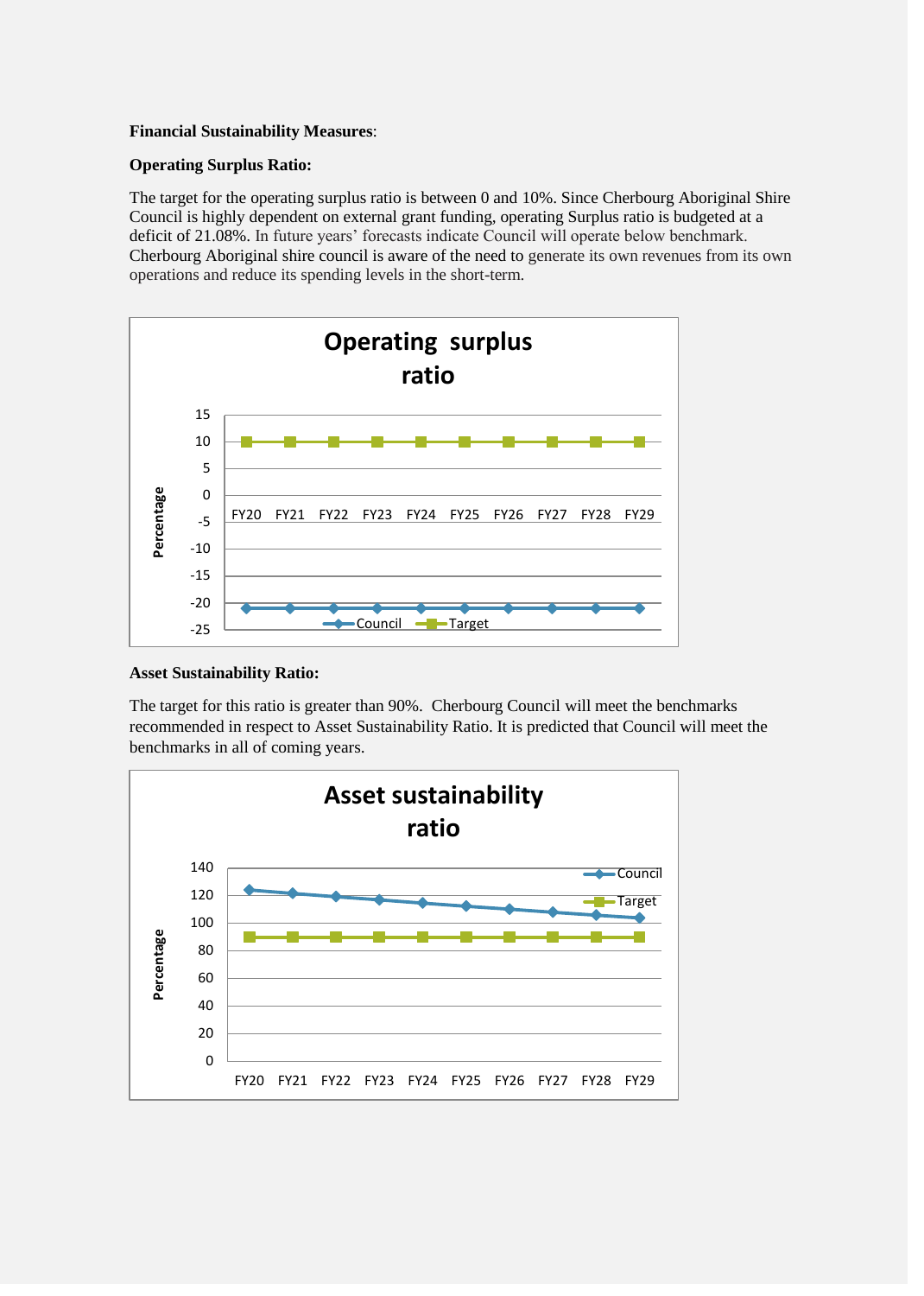**Financial Sustainability Measures**:

**Operating Surplus Ratio:**

The target for the operating surplus ratio is between 0 and 10%. Since Cherbourg Aboriginal Shire Council is highly dependent on external grant funding, operating Surplus ratio is budgeted at a deficit of 21.08%. In future years' forecasts indicate Council will operate below benchmark. Cherbourg Aboriginal shire council is aware of the need to generate its own revenues from its own operations and reduce its spending levels in the short-term.

**Operating surplus ratio**

Percentage

15
10
5
0
-5
-10
-15
-20
-25

FY20 FY21 FY22 FY23 FY24 FY25 FY26 FY27 FY28 FY29

Council Target

**Asset Sustainability Ratio:**

The target for this ratio is greater than 90%. Cherbourg Council will meet the benchmarks recommended in respect to Asset Sustainability Ratio. It is predicted that Council will meet the benchmarks in all of coming years.

**Asset sustainability ratio**

Percentage

140
120
100
80
60
40
20
0

FY20 FY21 FY22 FY23 FY24 FY25 FY26 FY27 FY28 FY29

Council
Target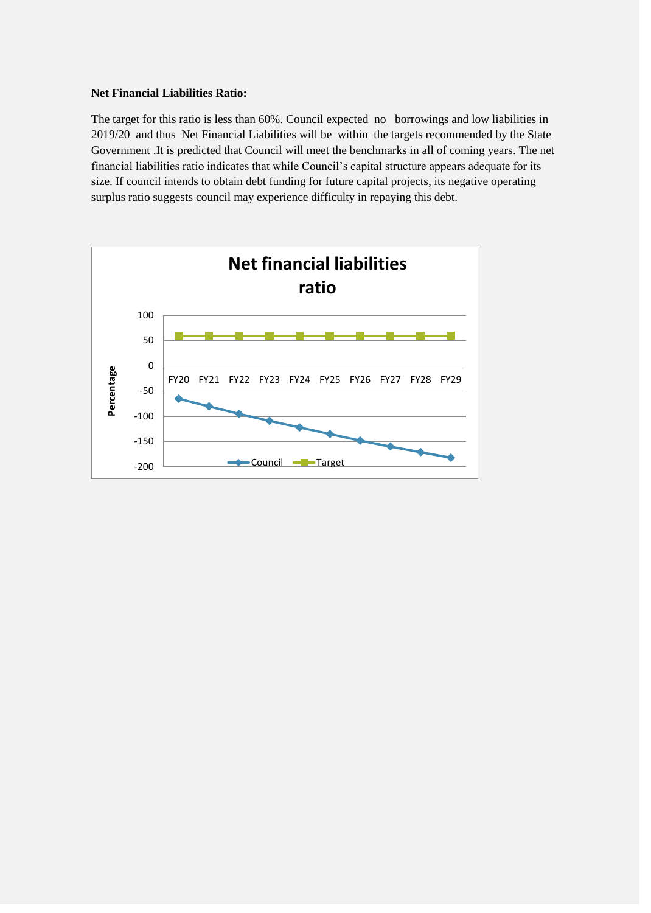**Net Financial Liabilities Ratio:**

The target for this ratio is less than 60%. Council expected no borrowings and low liabilities in 2019/20 and thus Net Financial Liabilities will be within the targets recommended by the State Government .It is predicted that Council will meet the benchmarks in all of coming years. The net financial liabilities ratio indicates that while Council's capital structure appears adequate for its size. If council intends to obtain debt funding for future capital projects, its negative operating surplus ratio suggests council may experience difficulty in repaying this debt.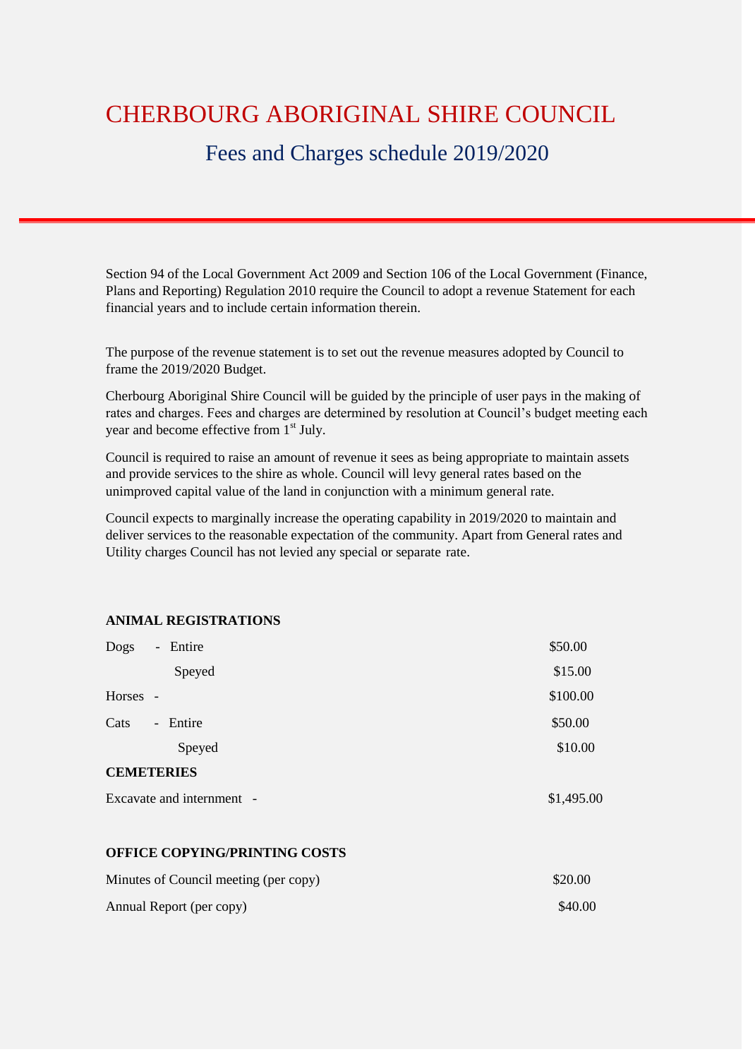# CHERBOURG ABORIGINAL SHIRE COUNCIL

## Fees and Charges schedule 2019/2020

Section 94 of the Local Government Act 2009 and Section 106 of the Local Government (Finance, Plans and Reporting) Regulation 2010 require the Council to adopt a revenue Statement for each financial years and to include certain information therein.

The purpose of the revenue statement is to set out the revenue measures adopted by Council to frame the 2019/2020 Budget.

Cherbourg Aboriginal Shire Council will be guided by the principle of user pays in the making of rates and charges. Fees and charges are determined by resolution at Council's budget meeting each year and become effective from 1st July.

Council is required to raise an amount of revenue it sees as being appropriate to maintain assets and provide services to the shire as whole. Council will levy general rates based on the unimproved capital value of the land in conjunction with a minimum general rate.

Council expects to marginally increase the operating capability in 2019/2020 to maintain and deliver services to the reasonable expectation of the community. Apart from General rates and Utility charges Council has not levied any special or separate rate.

**ANIMAL REGISTRATIONS**

| | |
|---|---|
| Dogs - Entire | $50.00 |
| Speyed | $15.00 |
| Horses - | $100.00 |
| Cats - Entire | $50.00 |
| Speyed | $10.00 |

**CEMETERIES**

| | |
|---|---|
| Excavate and internment - | $1,495.00 |

**OFFICE COPYING/PRINTING COSTS**

| | |
|---|---|
| Minutes of Council meeting (per copy) | $20.00 |
| Annual Report (per copy) | $40.00 |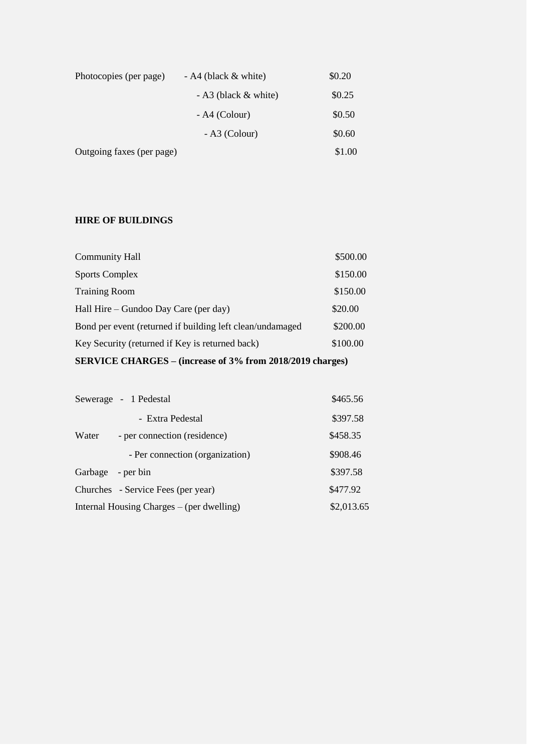| | | |
|---|---|---|
| Photocopies (per page) | - A4 (black & white) | $0.20 |
| | - A3 (black & white) | $0.25 |
| | - A4 (Colour) | $0.50 |
| | - A3 (Colour) | $0.60 |
| Outgoing faxes (per page) | | $1.00 |

**HIRE OF BUILDINGS**

| | |
|---|---|
| Community Hall | $500.00 |
| Sports Complex | $150.00 |
| Training Room | $150.00 |
| Hall Hire – Gundoo Day Care (per day) | $20.00 |
| Bond per event (returned if building left clean/undamaged | $200.00 |
| Key Security (returned if Key is returned back) | $100.00 |

**SERVICE CHARGES – (increase of 3% from 2018/2019 charges)**

| | | |
|---|---|---|
| Sewerage | - 1 Pedestal | $465.56 |
| | - Extra Pedestal | $397.58 |
| Water | - per connection (residence) | $458.35 |
| | - Per connection (organization) | $908.46 |
| Garbage | - per bin | $397.58 |
| Churches | - Service Fees (per year) | $477.92 |
| Internal Housing Charges – (per dwelling) | | $2,013.65 |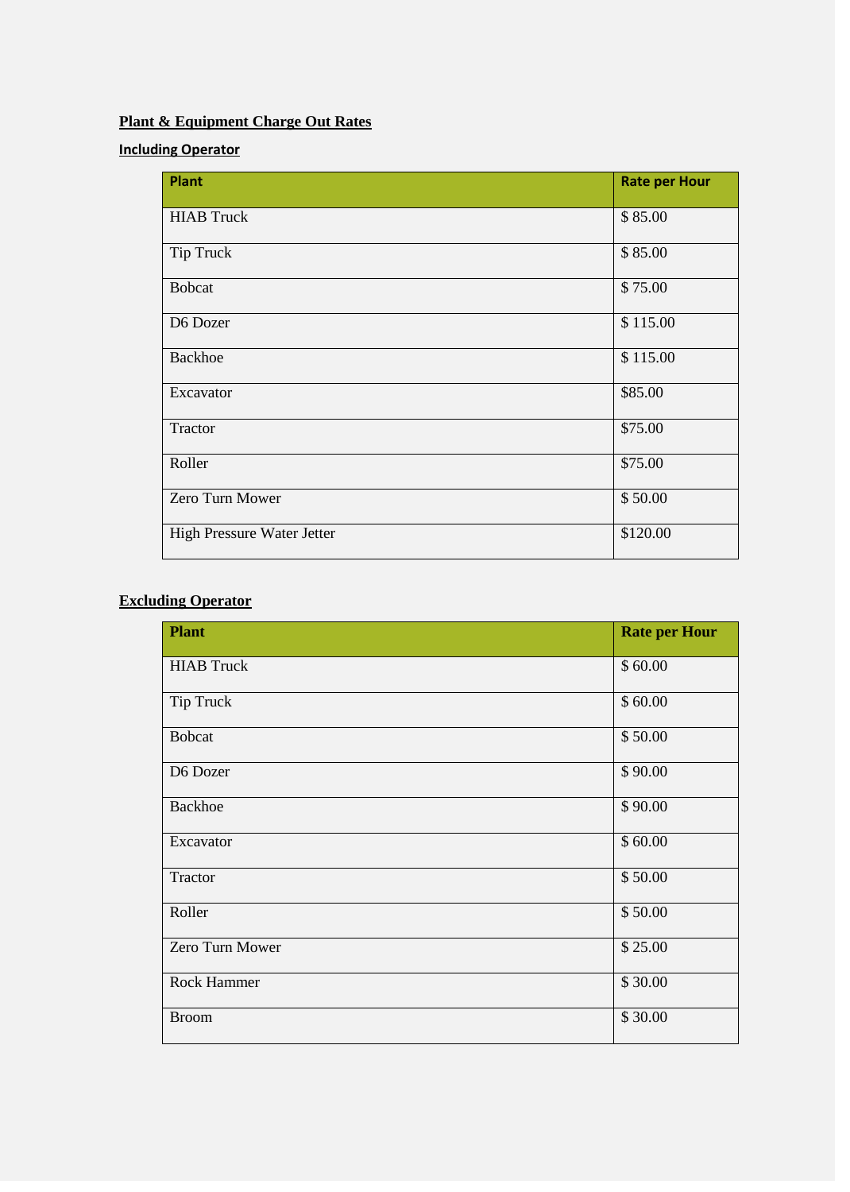## Plant & Equipment Charge Out Rates

### Including Operator

| Plant | Rate per Hour |
| --- | --- |
| HIAB Truck | $ 85.00 |
| Tip Truck | $ 85.00 |
| Bobcat | $ 75.00 |
| D6 Dozer | $ 115.00 |
| Backhoe | $ 115.00 |
| Excavator | $85.00 |
| Tractor | $75.00 |
| Roller | $75.00 |
| Zero Turn Mower | $ 50.00 |
| High Pressure Water Jetter | $120.00 |

### Excluding Operator

| Plant | Rate per Hour |
| --- | --- |
| HIAB Truck | $ 60.00 |
| Tip Truck | $ 60.00 |
| Bobcat | $ 50.00 |
| D6 Dozer | $ 90.00 |
| Backhoe | $ 90.00 |
| Excavator | $ 60.00 |
| Tractor | $ 50.00 |
| Roller | $ 50.00 |
| Zero Turn Mower | $ 25.00 |
| Rock Hammer | $ 30.00 |
| Broom | $ 30.00 |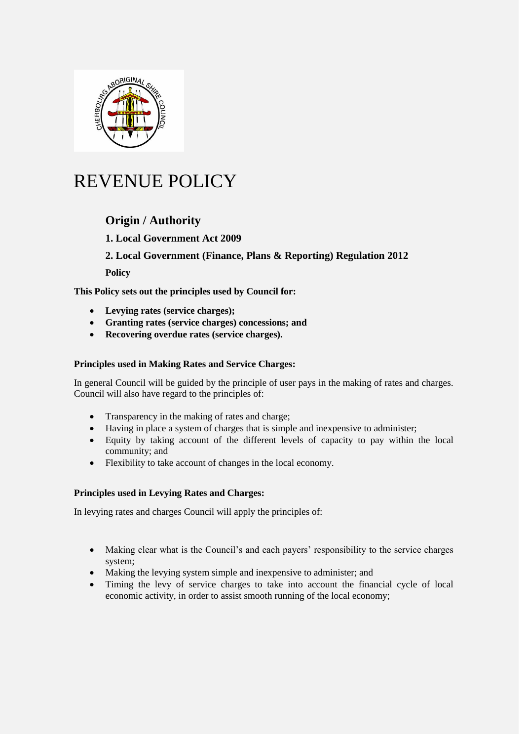# REVENUE POLICY

## Origin / Authority

### 1. Local Government Act 2009

### 2. Local Government (Finance, Plans & Reporting) Regulation 2012

**Policy**

**This Policy sets out the principles used by Council for:**

- **Levying rates (service charges);**
- **Granting rates (service charges) concessions; and**
- **Recovering overdue rates (service charges).**

**Principles used in Making Rates and Service Charges:**

In general Council will be guided by the principle of user pays in the making of rates and charges. Council will also have regard to the principles of:

- Transparency in the making of rates and charge;
- Having in place a system of charges that is simple and inexpensive to administer;
- Equity by taking account of the different levels of capacity to pay within the local community; and
- Flexibility to take account of changes in the local economy.

**Principles used in Levying Rates and Charges:**

In levying rates and charges Council will apply the principles of:

- Making clear what is the Council's and each payers' responsibility to the service charges system;
- Making the levying system simple and inexpensive to administer; and
- Timing the levy of service charges to take into account the financial cycle of local economic activity, in order to assist smooth running of the local economy;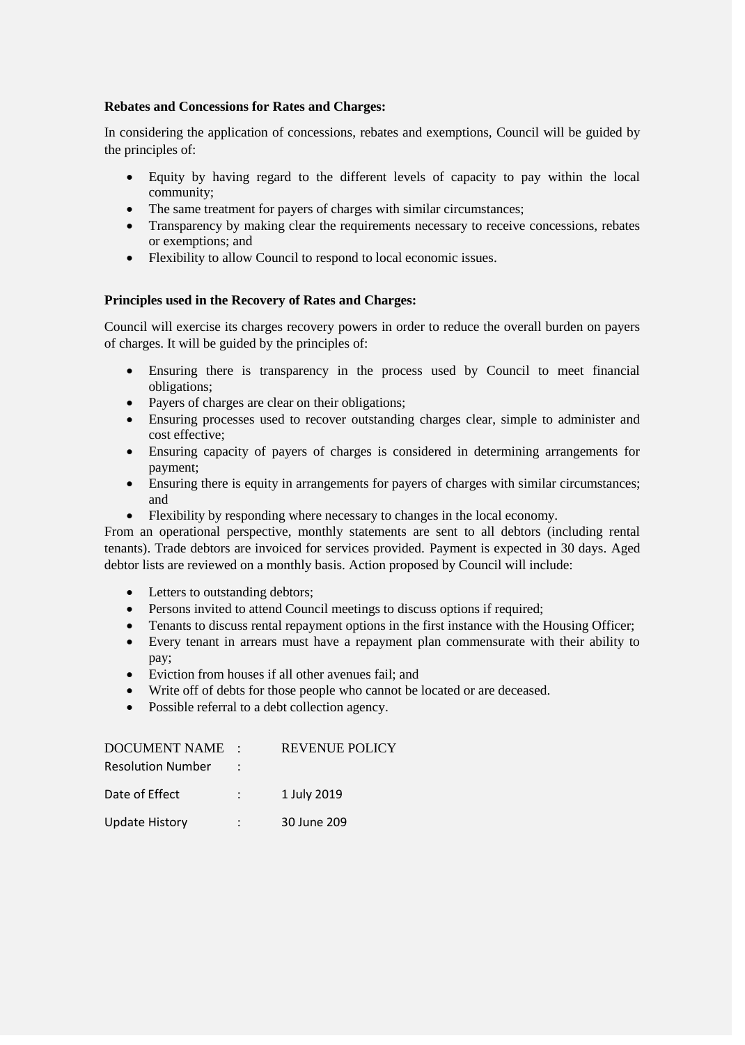**Rebates and Concessions for Rates and Charges:**

In considering the application of concessions, rebates and exemptions, Council will be guided by the principles of:

- Equity by having regard to the different levels of capacity to pay within the local community;
- The same treatment for payers of charges with similar circumstances;
- Transparency by making clear the requirements necessary to receive concessions, rebates or exemptions; and
- Flexibility to allow Council to respond to local economic issues.

**Principles used in the Recovery of Rates and Charges:**

Council will exercise its charges recovery powers in order to reduce the overall burden on payers of charges. It will be guided by the principles of:

- Ensuring there is transparency in the process used by Council to meet financial obligations;
- Payers of charges are clear on their obligations;
- Ensuring processes used to recover outstanding charges clear, simple to administer and cost effective;
- Ensuring capacity of payers of charges is considered in determining arrangements for payment;
- Ensuring there is equity in arrangements for payers of charges with similar circumstances; and
- Flexibility by responding where necessary to changes in the local economy.

From an operational perspective, monthly statements are sent to all debtors (including rental tenants). Trade debtors are invoiced for services provided. Payment is expected in 30 days. Aged debtor lists are reviewed on a monthly basis. Action proposed by Council will include:

- Letters to outstanding debtors;
- Persons invited to attend Council meetings to discuss options if required;
- Tenants to discuss rental repayment options in the first instance with the Housing Officer;
- Every tenant in arrears must have a repayment plan commensurate with their ability to pay;
- Eviction from houses if all other avenues fail; and
- Write off of debts for those people who cannot be located or are deceased.
- Possible referral to a debt collection agency.

| | | |
|---|---|---|
| DOCUMENT NAME | : | REVENUE POLICY |
| Resolution Number | : | |
| Date of Effect | : | 1 July 2019 |
| Update History | : | 30 June 209 |